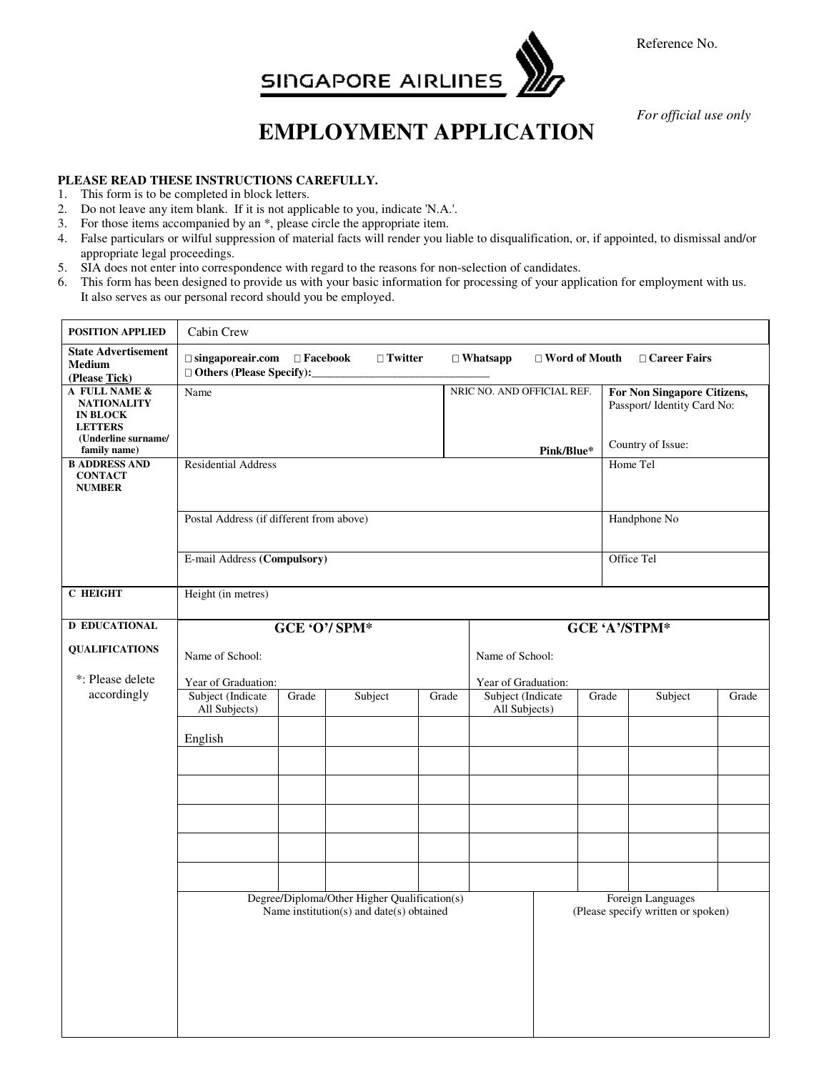Reference No.

SINGAPORE AIRLINES

*For official use only*

# EMPLOYMENT APPLICATION

**PLEASE READ THESE INSTRUCTIONS CAREFULLY.**

1. This form is to be completed in block letters.
2. Do not leave any item blank. If it is not applicable to you, indicate 'N.A.'.
3. For those items accompanied by an *, please circle the appropriate item.
4. False particulars or wilful suppression of material facts will render you liable to disqualification, or, if appointed, to dismissal and/or appropriate legal proceedings.
5. SIA does not enter into correspondence with regard to the reasons for non-selection of candidates.
6. This form has been designed to provide us with your basic information for processing of your application for employment with us. It also serves as our personal record should you be employed.

| **POSITION APPLIED** | Cabin Crew | | |
|---|---|---|---|
| **State Advertisement Medium (Please Tick)** | □ **singaporeair.com** □ **Facebook** □ **Twitter** □ **Whatsapp** □ **Word of Mouth** □ **Career Fairs** □ **Others (Please Specify):**______________________________ | | |
| **A FULL NAME & NATIONALITY IN BLOCK LETTERS (Underline surname/ family name)** | Name | NRIC NO. AND OFFICIAL REF. **Pink/Blue*** | **For Non Singapore Citizens,** Passport/ Identity Card No: Country of Issue: |
| **B ADDRESS AND CONTACT NUMBER** | Residential Address | | Home Tel |
| | Postal Address (if different from above) | | Handphone No |
| | E-mail Address **(Compulsory)** | | Office Tel |
| **C HEIGHT** | Height (in metres) | | |

**D EDUCATIONAL QUALIFICATIONS**

*: Please delete accordingly

| **GCE 'O'/ SPM*** | | | | **GCE 'A'/STPM*** | | | |
|---|---|---|---|---|---|---|---|
| Name of School: | | | | Name of School: | | | |
| Year of Graduation: | | | | Year of Graduation: | | | |
| Subject (Indicate All Subjects) | Grade | Subject | Grade | Subject (Indicate All Subjects) | Grade | Subject | Grade |
| English | | | | | | | |
| | | | | | | | |
| | | | | | | | |
| | | | | | | | |
| | | | | | | | |
| | | | | | | | |

| Degree/Diploma/Other Higher Qualification(s) Name institution(s) and date(s) obtained | Foreign Languages (Please specify written or spoken) |
|---|---|
| | |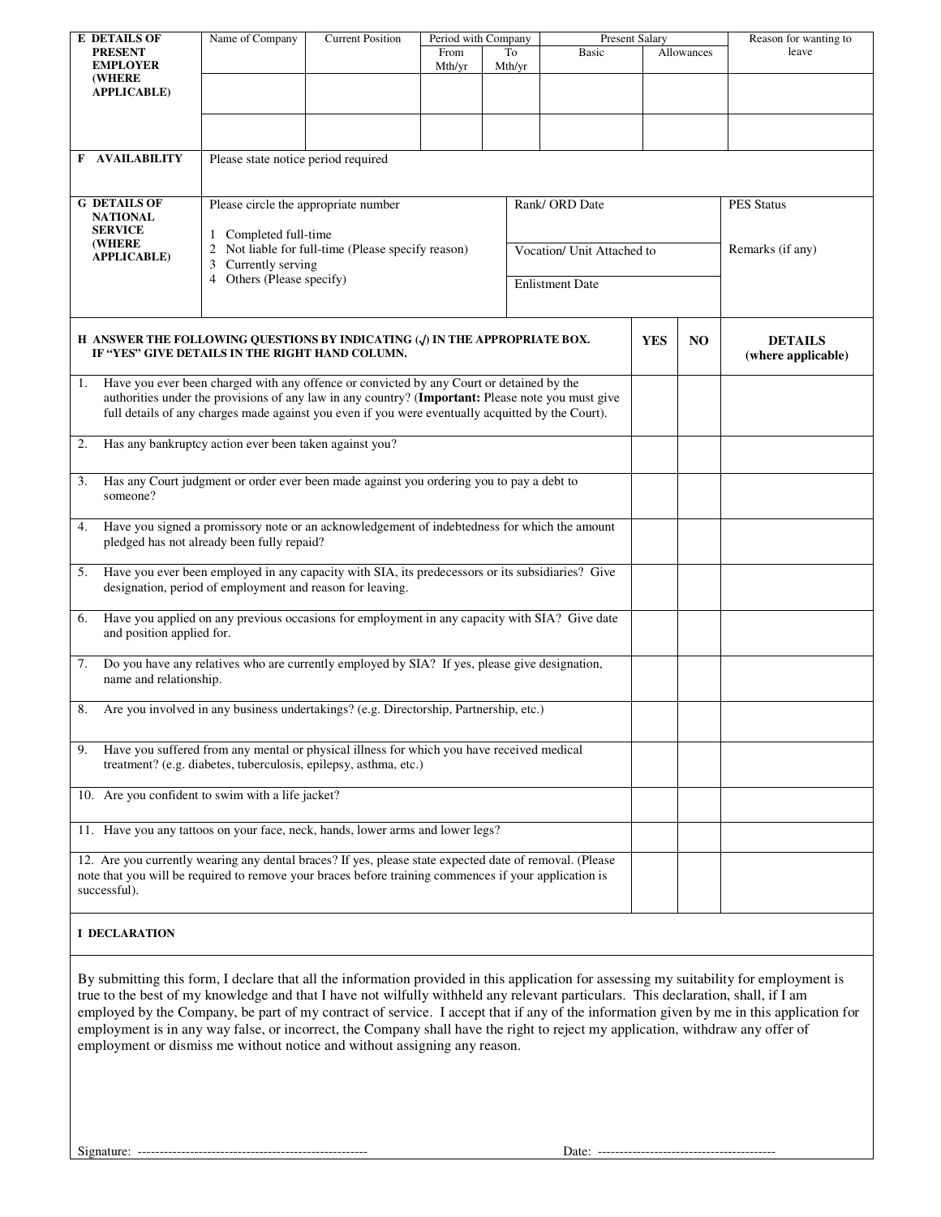| E DETAILS OF PRESENT EMPLOYER (WHERE APPLICABLE) | Name of Company | Current Position | Period with Company | | Present Salary | | Reason for wanting to leave |
|---|---|---|---|---|---|---|---|
| | | | From Mth/yr | To Mth/yr | Basic | Allowances | |
| | | | | | | | |
| | | | | | | | |

| F AVAILABILITY | Please state notice period required |
|---|---|

| G DETAILS OF NATIONAL SERVICE (WHERE APPLICABLE) | Please circle the appropriate number | Rank/ ORD Date | PES Status |
|---|---|---|---|
| | 1 Completed full-time<br>2 Not liable for full-time (Please specify reason)<br>3 Currently serving<br>4 Others (Please specify) | Vocation/ Unit Attached to | Remarks (if any) |
| | | Enlistment Date | |

| H ANSWER THE FOLLOWING QUESTIONS BY INDICATING (√) IN THE APPROPRIATE BOX. IF "YES" GIVE DETAILS IN THE RIGHT HAND COLUMN. | YES | NO | DETAILS (where applicable) |
|---|---|---|---|
| 1. Have you ever been charged with any offence or convicted by any Court or detained by the authorities under the provisions of any law in any country? (**Important:** Please note you must give full details of any charges made against you even if you were eventually acquitted by the Court). | | | |
| 2. Has any bankruptcy action ever been taken against you? | | | |
| 3. Has any Court judgment or order ever been made against you ordering you to pay a debt to someone? | | | |
| 4. Have you signed a promissory note or an acknowledgement of indebtedness for which the amount pledged has not already been fully repaid? | | | |
| 5. Have you ever been employed in any capacity with SIA, its predecessors or its subsidiaries? Give designation, period of employment and reason for leaving. | | | |
| 6. Have you applied on any previous occasions for employment in any capacity with SIA? Give date and position applied for. | | | |
| 7. Do you have any relatives who are currently employed by SIA? If yes, please give designation, name and relationship. | | | |
| 8. Are you involved in any business undertakings? (e.g. Directorship, Partnership, etc.) | | | |
| 9. Have you suffered from any mental or physical illness for which you have received medical treatment? (e.g. diabetes, tuberculosis, epilepsy, asthma, etc.) | | | |
| 10. Are you confident to swim with a life jacket? | | | |
| 11. Have you any tattoos on your face, neck, hands, lower arms and lower legs? | | | |
| 12. Are you currently wearing any dental braces? If yes, please state expected date of removal. (Please note that you will be required to remove your braces before training commences if your application is successful). | | | |

**I DECLARATION**

By submitting this form, I declare that all the information provided in this application for assessing my suitability for employment is true to the best of my knowledge and that I have not wilfully withheld any relevant particulars. This declaration, shall, if I am employed by the Company, be part of my contract of service. I accept that if any of the information given by me in this application for employment is in any way false, or incorrect, the Company shall have the right to reject my application, withdraw any offer of employment or dismiss me without notice and without assigning any reason.

Signature: -----------------------------------------------------     Date: -----------------------------------------